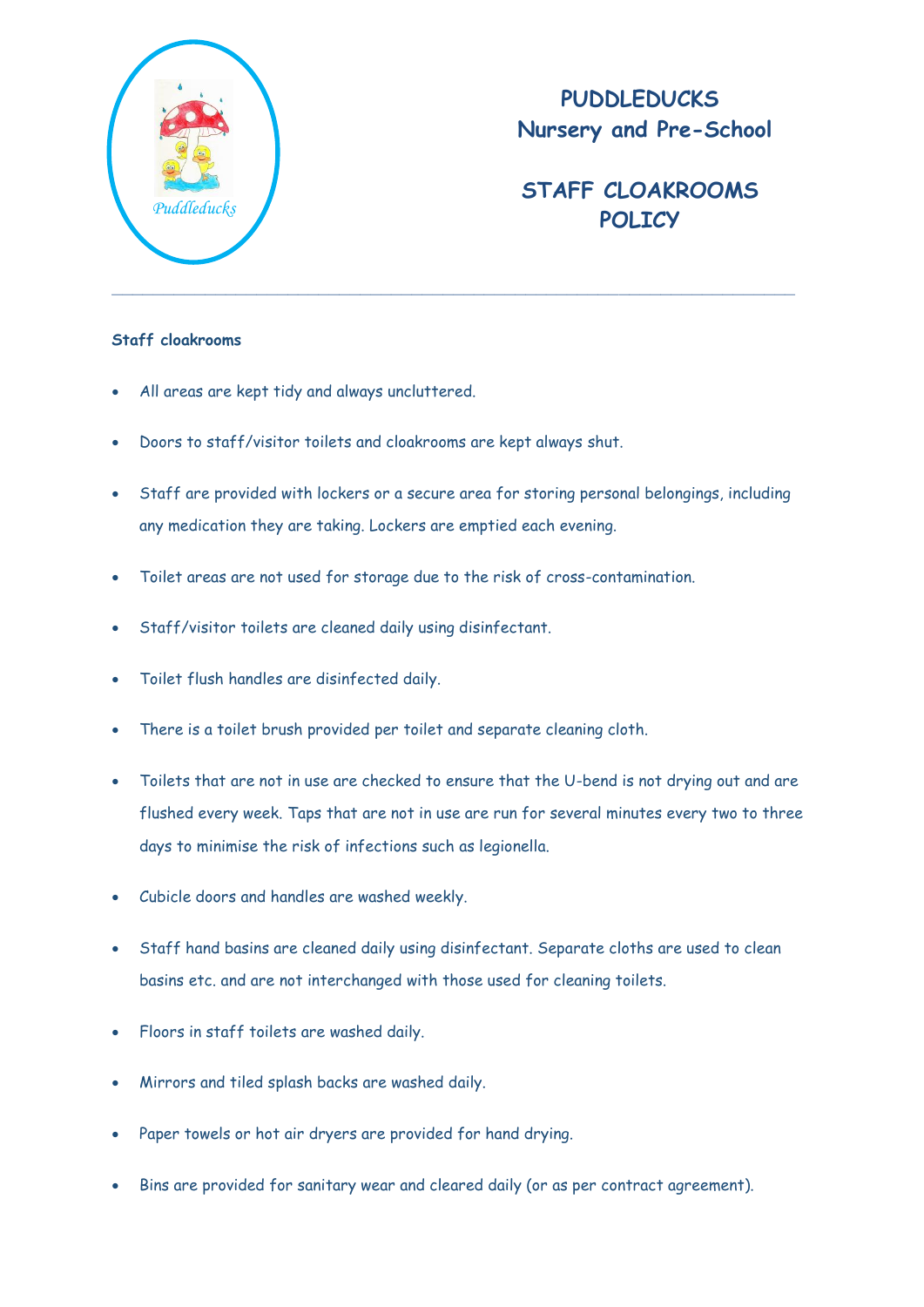# PUDDLEDUCKS
## Nursery and Pre-School

## STAFF CLOAKROOMS POLICY

---

**Staff cloakrooms**

- All areas are kept tidy and always uncluttered.
- Doors to staff/visitor toilets and cloakrooms are kept always shut.
- Staff are provided with lockers or a secure area for storing personal belongings, including any medication they are taking. Lockers are emptied each evening.
- Toilet areas are not used for storage due to the risk of cross-contamination.
- Staff/visitor toilets are cleaned daily using disinfectant.
- Toilet flush handles are disinfected daily.
- There is a toilet brush provided per toilet and separate cleaning cloth.
- Toilets that are not in use are checked to ensure that the U-bend is not drying out and are flushed every week. Taps that are not in use are run for several minutes every two to three days to minimise the risk of infections such as legionella.
- Cubicle doors and handles are washed weekly.
- Staff hand basins are cleaned daily using disinfectant. Separate cloths are used to clean basins etc. and are not interchanged with those used for cleaning toilets.
- Floors in staff toilets are washed daily.
- Mirrors and tiled splash backs are washed daily.
- Paper towels or hot air dryers are provided for hand drying.
- Bins are provided for sanitary wear and cleared daily (or as per contract agreement).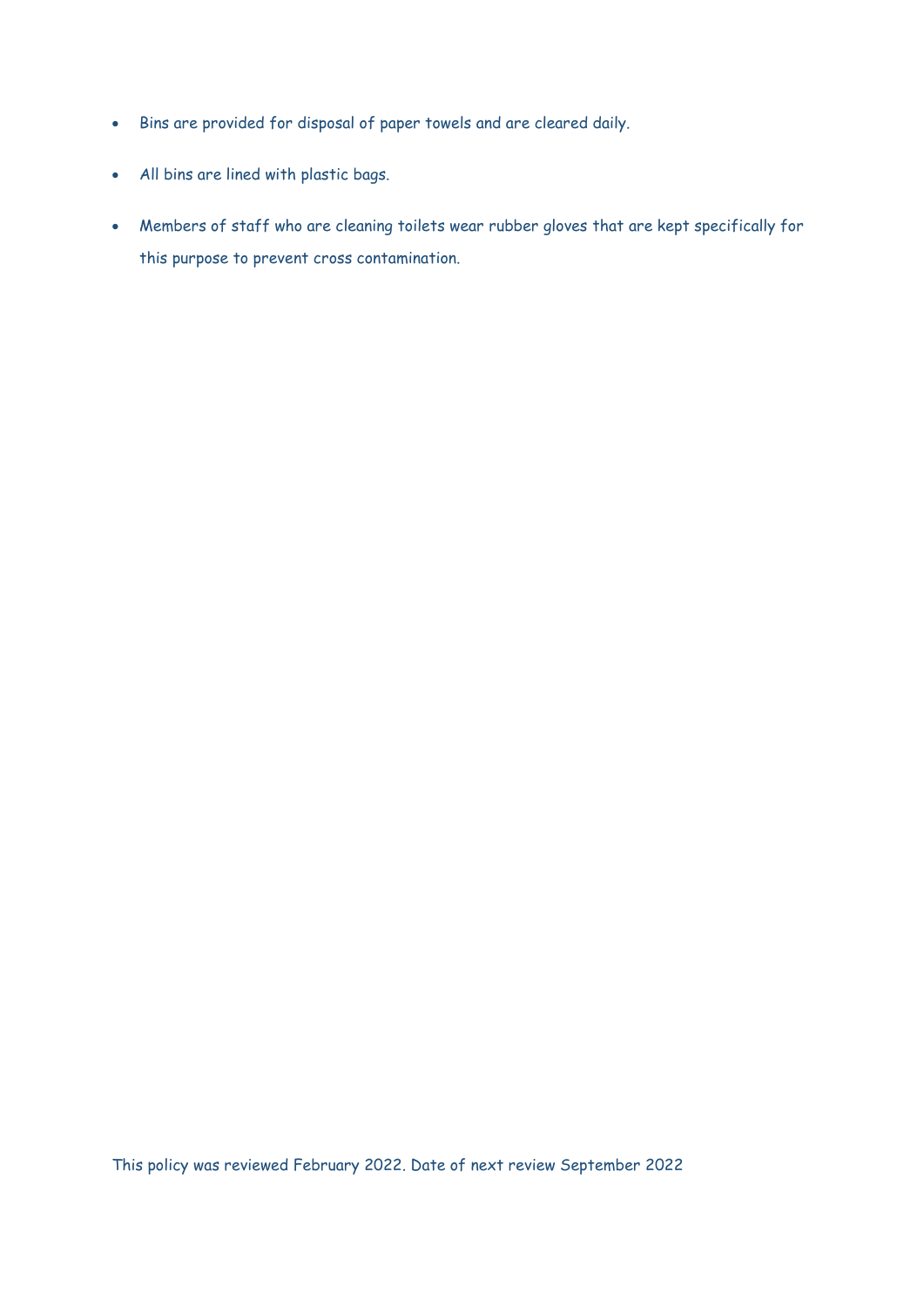- Bins are provided for disposal of paper towels and are cleared daily.
- All bins are lined with plastic bags.
- Members of staff who are cleaning toilets wear rubber gloves that are kept specifically for this purpose to prevent cross contamination.

This policy was reviewed February 2022. Date of next review September 2022